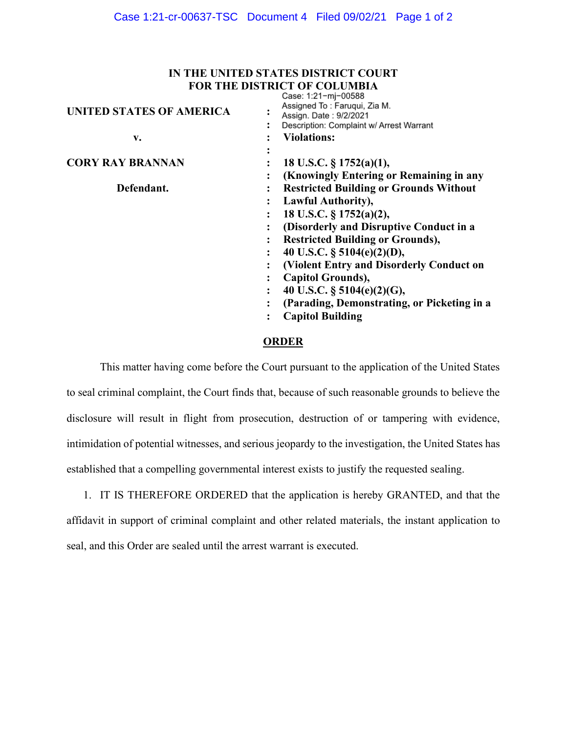**IN THE UNITED STATES DISTRICT COURT**
**FOR THE DISTRICT OF COLUMBIA**

Case: 1:21-mj-00588
Assigned To : Faruqui, Zia M.
Assign. Date : 9/2/2021
Description: Complaint w/ Arrest Warrant

**UNITED STATES OF AMERICA**

**v.**

**CORY RAY BRANNAN**

**Defendant.**

**Violations:**

**18 U.S.C. § 1752(a)(1),**
**(Knowingly Entering or Remaining in any Restricted Building or Grounds Without Lawful Authority),**
**18 U.S.C. § 1752(a)(2),**
**(Disorderly and Disruptive Conduct in a Restricted Building or Grounds),**
**40 U.S.C. § 5104(e)(2)(D),**
**(Violent Entry and Disorderly Conduct on Capitol Grounds),**
**40 U.S.C. § 5104(e)(2)(G),**
**(Parading, Demonstrating, or Picketing in a Capitol Building**

**ORDER**

This matter having come before the Court pursuant to the application of the United States to seal criminal complaint, the Court finds that, because of such reasonable grounds to believe the disclosure will result in flight from prosecution, destruction of or tampering with evidence, intimidation of potential witnesses, and serious jeopardy to the investigation, the United States has established that a compelling governmental interest exists to justify the requested sealing.

1. IT IS THEREFORE ORDERED that the application is hereby GRANTED, and that the affidavit in support of criminal complaint and other related materials, the instant application to seal, and this Order are sealed until the arrest warrant is executed.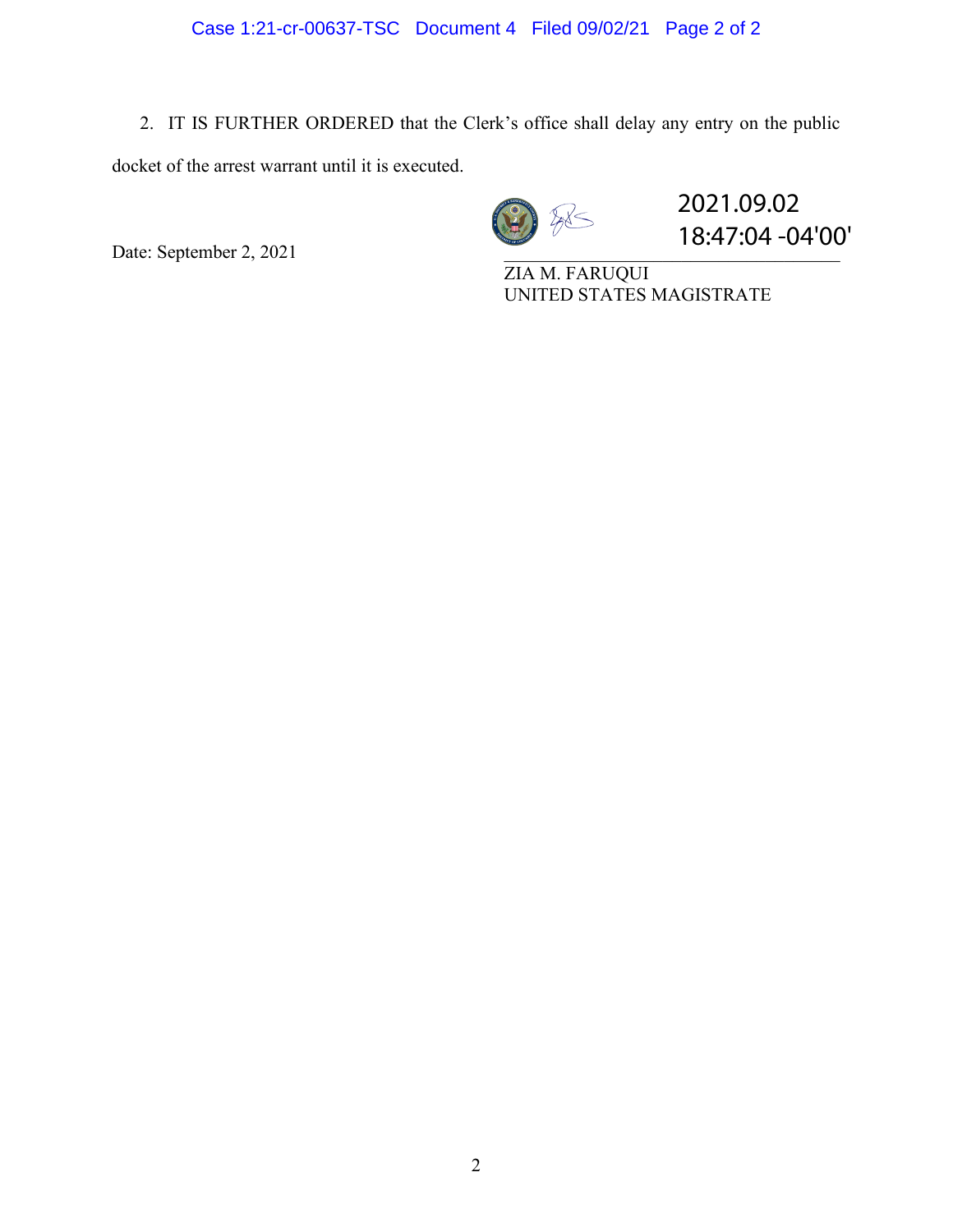2. IT IS FURTHER ORDERED that the Clerk's office shall delay any entry on the public docket of the arrest warrant until it is executed.

Date: September 2, 2021

2021.09.02
18:47:04 -04'00'

ZIA M. FARUQUI
UNITED STATES MAGISTRATE